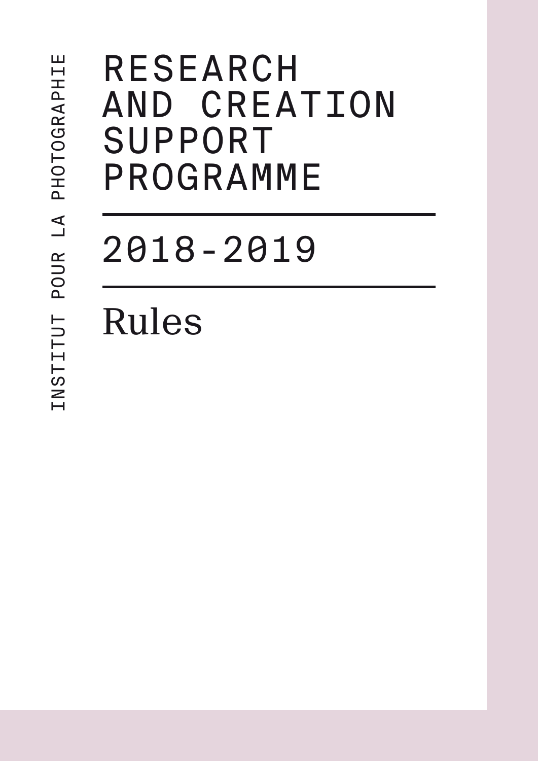INSTITUT POUR LA PHOTOGRAPHIE

# RESEARCH AND CREATION SUPPORT PROGRAMME

## 2018-2019

## Rules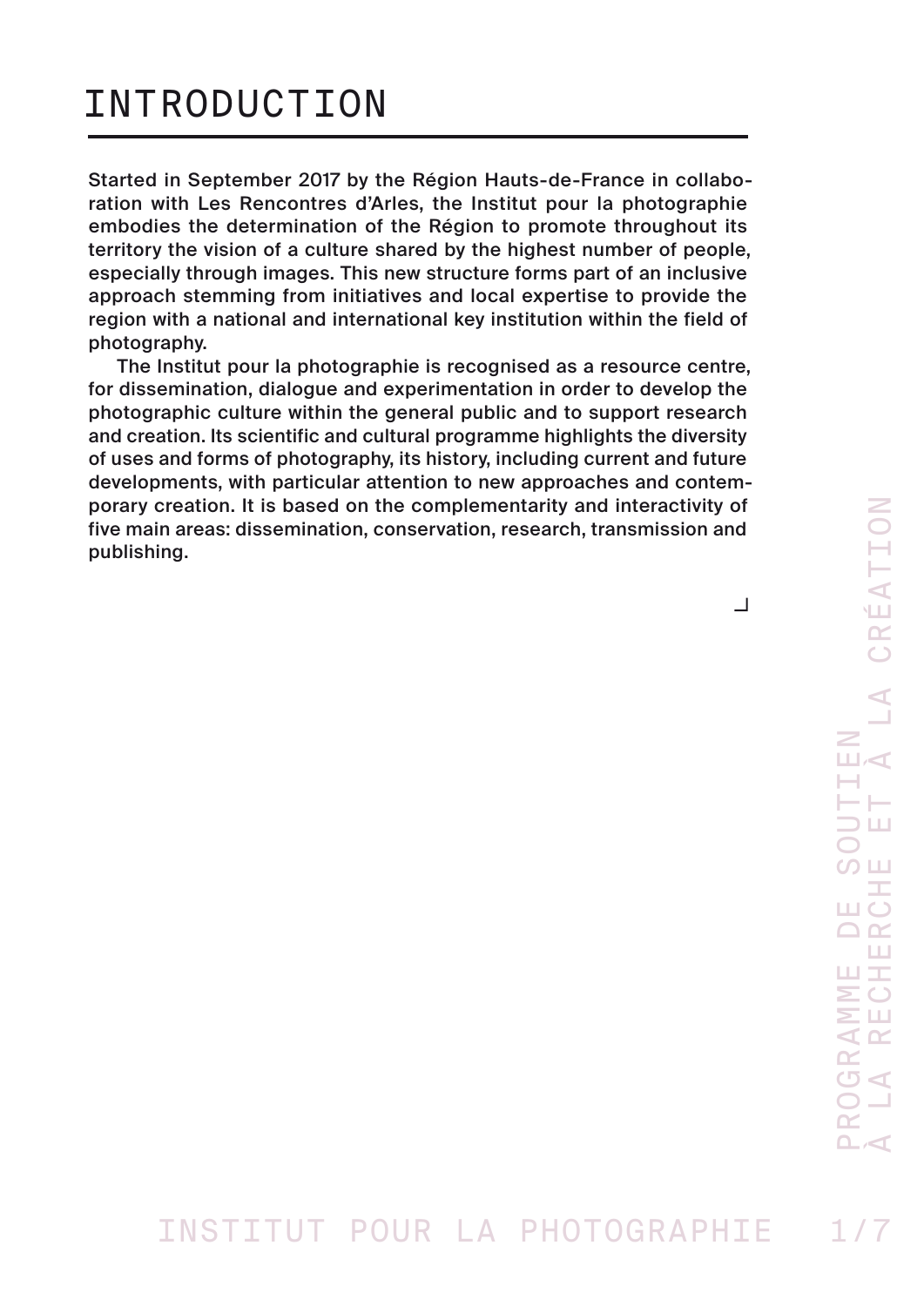# INTRODUCTION

Started in September 2017 by the Région Hauts-de-France in collaboration with Les Rencontres d'Arles, the Institut pour la photographie embodies the determination of the Région to promote throughout its territory the vision of a culture shared by the highest number of people, especially through images. This new structure forms part of an inclusive approach stemming from initiatives and local expertise to provide the region with a national and international key institution within the field of photography.

The Institut pour la photographie is recognised as a resource centre, for dissemination, dialogue and experimentation in order to develop the photographic culture within the general public and to support research and creation. Its scientific and cultural programme highlights the diversity of uses and forms of photography, its history, including current and future developments, with particular attention to new approaches and contemporary creation. It is based on the complementarity and interactivity of five main areas: dissemination, conservation, research, transmission and publishing.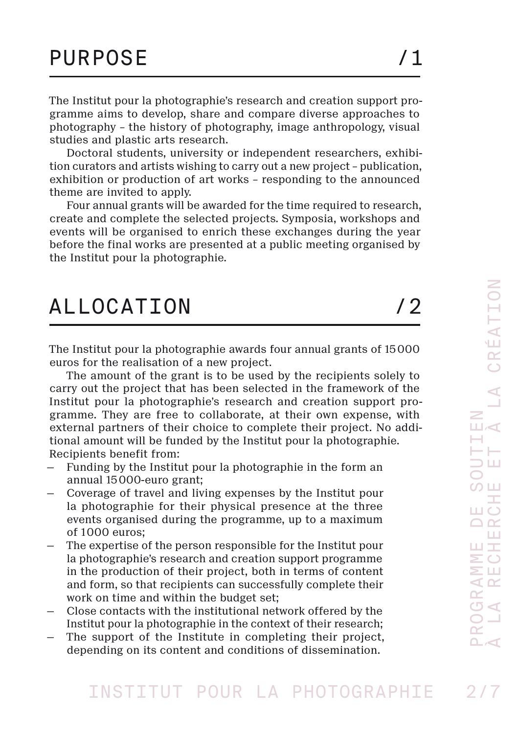## PURPOSE /1

The Institut pour la photographie's research and creation support programme aims to develop, share and compare diverse approaches to photography – the history of photography, image anthropology, visual studies and plastic arts research.

Doctoral students, university or independent researchers, exhibition curators and artists wishing to carry out a new project – publication, exhibition or production of art works – responding to the announced theme are invited to apply.

Four annual grants will be awarded for the time required to research, create and complete the selected projects. Symposia, workshops and events will be organised to enrich these exchanges during the year before the final works are presented at a public meeting organised by the Institut pour la photographie.

## ALLOCATION /2

The Institut pour la photographie awards four annual grants of 15 000 euros for the realisation of a new project.

The amount of the grant is to be used by the recipients solely to carry out the project that has been selected in the framework of the Institut pour la photographie's research and creation support programme. They are free to collaborate, at their own expense, with external partners of their choice to complete their project. No additional amount will be funded by the Institut pour la photographie.
Recipients benefit from:

- Funding by the Institut pour la photographie in the form an annual 15 000-euro grant;
- Coverage of travel and living expenses by the Institut pour la photographie for their physical presence at the three events organised during the programme, up to a maximum of 1000 euros;
- The expertise of the person responsible for the Institut pour la photographie's research and creation support programme in the production of their project, both in terms of content and form, so that recipients can successfully complete their work on time and within the budget set;
- Close contacts with the institutional network offered by the Institut pour la photographie in the context of their research;
- The support of the Institute in completing their project, depending on its content and conditions of dissemination.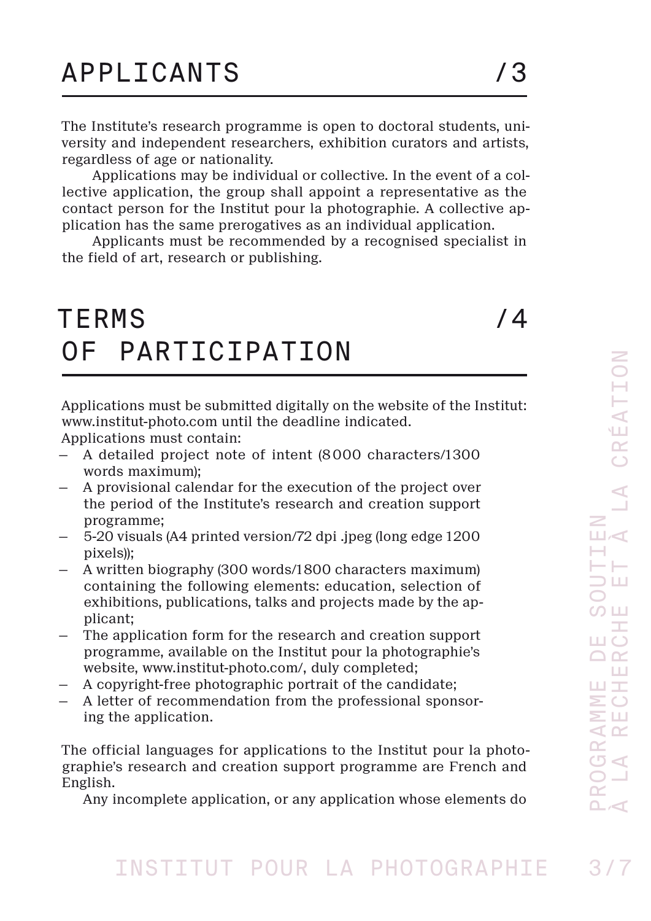## APPLICANTS /3

The Institute's research programme is open to doctoral students, university and independent researchers, exhibition curators and artists, regardless of age or nationality.

Applications may be individual or collective. In the event of a collective application, the group shall appoint a representative as the contact person for the Institut pour la photographie. A collective application has the same prerogatives as an individual application.

Applicants must be recommended by a recognised specialist in the field of art, research or publishing.

## TERMS OF PARTICIPATION /4

Applications must be submitted digitally on the website of the Institut: www.institut-photo.com until the deadline indicated.
Applications must contain:

- A detailed project note of intent (8000 characters/1300 words maximum);
- A provisional calendar for the execution of the project over the period of the Institute's research and creation support programme;
- 5-20 visuals (A4 printed version/72 dpi .jpeg (long edge 1200 pixels));
- A written biography (300 words/1800 characters maximum) containing the following elements: education, selection of exhibitions, publications, talks and projects made by the applicant;
- The application form for the research and creation support programme, available on the Institut pour la photographie's website, www.institut-photo.com/, duly completed;
- A copyright-free photographic portrait of the candidate;
- A letter of recommendation from the professional sponsoring the application.

The official languages for applications to the Institut pour la photographie's research and creation support programme are French and English.

Any incomplete application, or any application whose elements do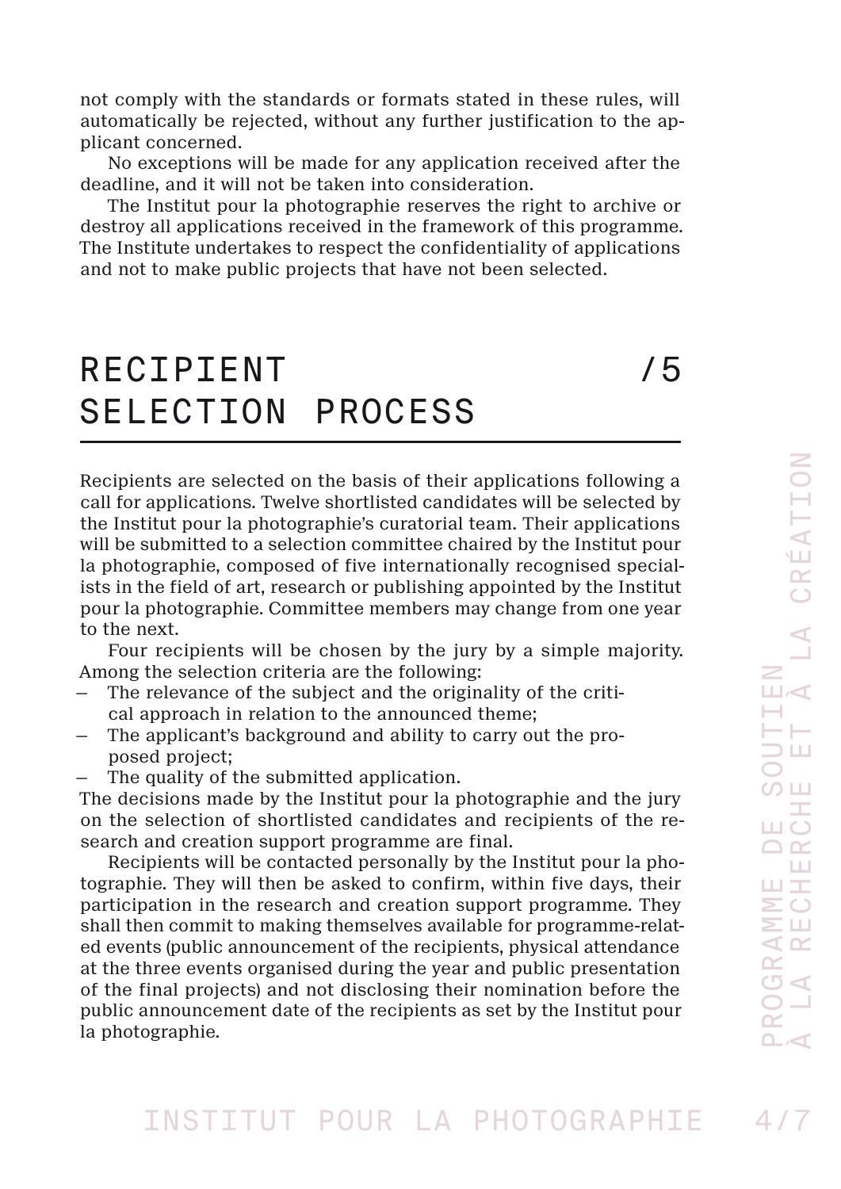not comply with the standards or formats stated in these rules, will automatically be rejected, without any further justification to the applicant concerned.

No exceptions will be made for any application received after the deadline, and it will not be taken into consideration.

The Institut pour la photographie reserves the right to archive or destroy all applications received in the framework of this programme. The Institute undertakes to respect the confidentiality of applications and not to make public projects that have not been selected.

# RECIPIENT SELECTION PROCESS /5

Recipients are selected on the basis of their applications following a call for applications. Twelve shortlisted candidates will be selected by the Institut pour la photographie's curatorial team. Their applications will be submitted to a selection committee chaired by the Institut pour la photographie, composed of five internationally recognised specialists in the field of art, research or publishing appointed by the Institut pour la photographie. Committee members may change from one year to the next.

Four recipients will be chosen by the jury by a simple majority. Among the selection criteria are the following:

- The relevance of the subject and the originality of the critical approach in relation to the announced theme;
- The applicant's background and ability to carry out the proposed project;
- The quality of the submitted application.

The decisions made by the Institut pour la photographie and the jury on the selection of shortlisted candidates and recipients of the research and creation support programme are final.

Recipients will be contacted personally by the Institut pour la photographie. They will then be asked to confirm, within five days, their participation in the research and creation support programme. They shall then commit to making themselves available for programme-related events (public announcement of the recipients, physical attendance at the three events organised during the year and public presentation of the final projects) and not disclosing their nomination before the public announcement date of the recipients as set by the Institut pour la photographie.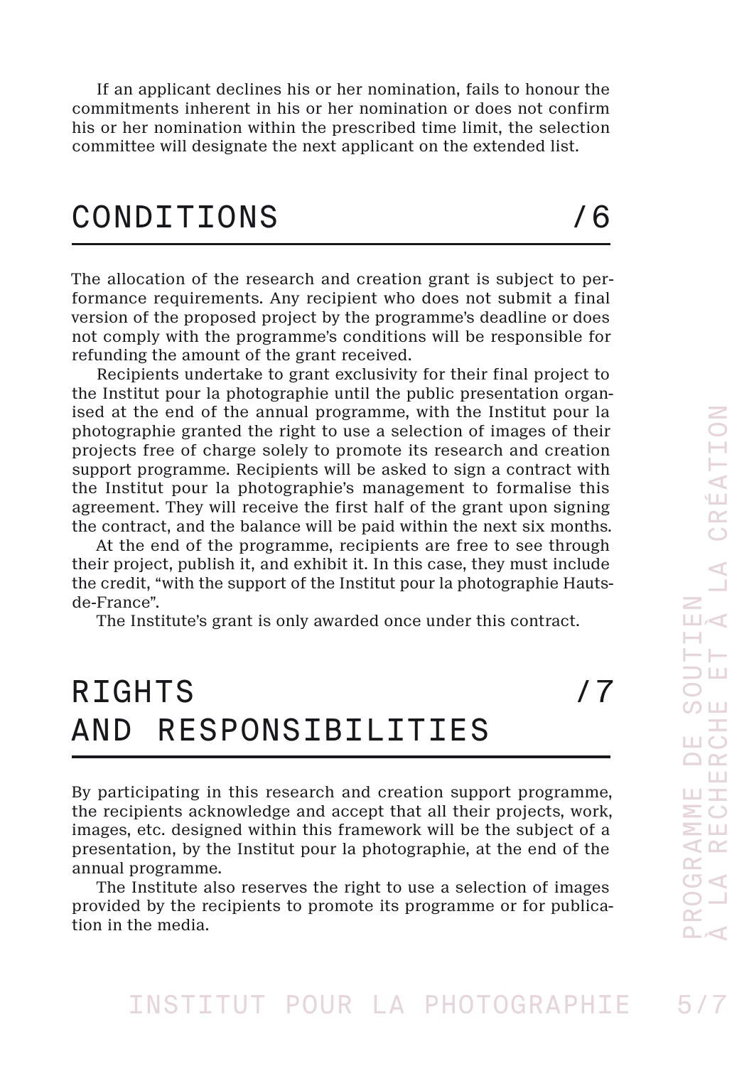If an applicant declines his or her nomination, fails to honour the commitments inherent in his or her nomination or does not confirm his or her nomination within the prescribed time limit, the selection committee will designate the next applicant on the extended list.

## CONDITIONS /6

The allocation of the research and creation grant is subject to performance requirements. Any recipient who does not submit a final version of the proposed project by the programme's deadline or does not comply with the programme's conditions will be responsible for refunding the amount of the grant received.

Recipients undertake to grant exclusivity for their final project to the Institut pour la photographie until the public presentation organised at the end of the annual programme, with the Institut pour la photographie granted the right to use a selection of images of their projects free of charge solely to promote its research and creation support programme. Recipients will be asked to sign a contract with the Institut pour la photographie's management to formalise this agreement. They will receive the first half of the grant upon signing the contract, and the balance will be paid within the next six months.

At the end of the programme, recipients are free to see through their project, publish it, and exhibit it. In this case, they must include the credit, "with the support of the Institut pour la photographie Hauts-de-France".

The Institute's grant is only awarded once under this contract.

## RIGHTS AND RESPONSIBILITIES /7

By participating in this research and creation support programme, the recipients acknowledge and accept that all their projects, work, images, etc. designed within this framework will be the subject of a presentation, by the Institut pour la photographie, at the end of the annual programme.

The Institute also reserves the right to use a selection of images provided by the recipients to promote its programme or for publication in the media.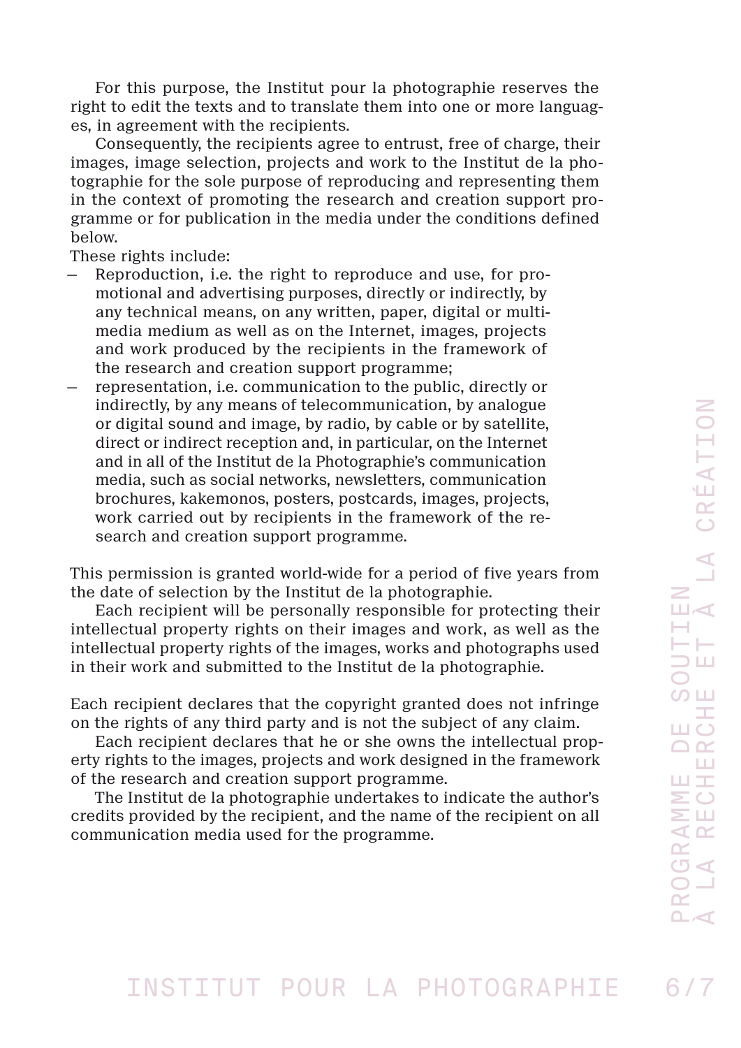For this purpose, the Institut pour la photographie reserves the right to edit the texts and to translate them into one or more languages, in agreement with the recipients.

Consequently, the recipients agree to entrust, free of charge, their images, image selection, projects and work to the Institut de la photographie for the sole purpose of reproducing and representing them in the context of promoting the research and creation support programme or for publication in the media under the conditions defined below.

These rights include:

- Reproduction, i.e. the right to reproduce and use, for promotional and advertising purposes, directly or indirectly, by any technical means, on any written, paper, digital or multimedia medium as well as on the Internet, images, projects and work produced by the recipients in the framework of the research and creation support programme;
- representation, i.e. communication to the public, directly or indirectly, by any means of telecommunication, by analogue or digital sound and image, by radio, by cable or by satellite, direct or indirect reception and, in particular, on the Internet and in all of the Institut de la Photographie's communication media, such as social networks, newsletters, communication brochures, kakemonos, posters, postcards, images, projects, work carried out by recipients in the framework of the research and creation support programme.

This permission is granted world-wide for a period of five years from the date of selection by the Institut de la photographie.

Each recipient will be personally responsible for protecting their intellectual property rights on their images and work, as well as the intellectual property rights of the images, works and photographs used in their work and submitted to the Institut de la photographie.

Each recipient declares that the copyright granted does not infringe on the rights of any third party and is not the subject of any claim.

Each recipient declares that he or she owns the intellectual property rights to the images, projects and work designed in the framework of the research and creation support programme.

The Institut de la photographie undertakes to indicate the author's credits provided by the recipient, and the name of the recipient on all communication media used for the programme.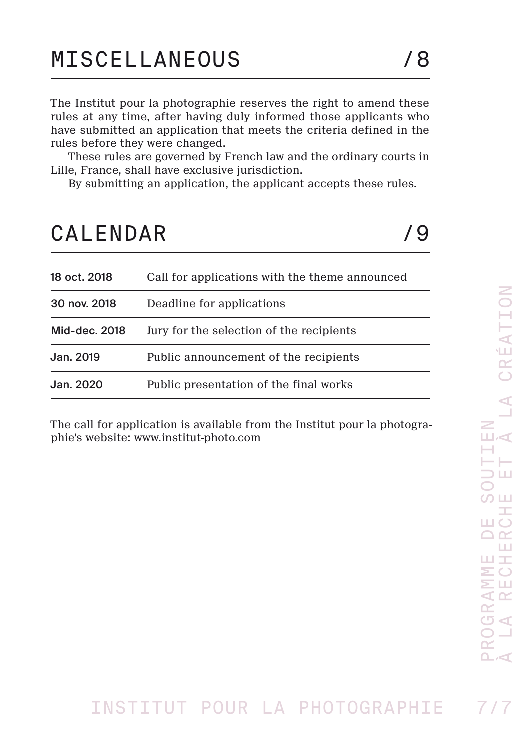## MISCELLANEOUS /8

The Institut pour la photographie reserves the right to amend these rules at any time, after having duly informed those applicants who have submitted an application that meets the criteria defined in the rules before they were changed.

These rules are governed by French law and the ordinary courts in Lille, France, shall have exclusive jurisdiction.

By submitting an application, the applicant accepts these rules.

## CALENDAR /9

| | |
|---|---|
| 18 oct. 2018 | Call for applications with the theme announced |
| 30 nov. 2018 | Deadline for applications |
| Mid-dec. 2018 | Jury for the selection of the recipients |
| Jan. 2019 | Public announcement of the recipients |
| Jan. 2020 | Public presentation of the final works |

The call for application is available from the Institut pour la photographie's website: www.institut-photo.com